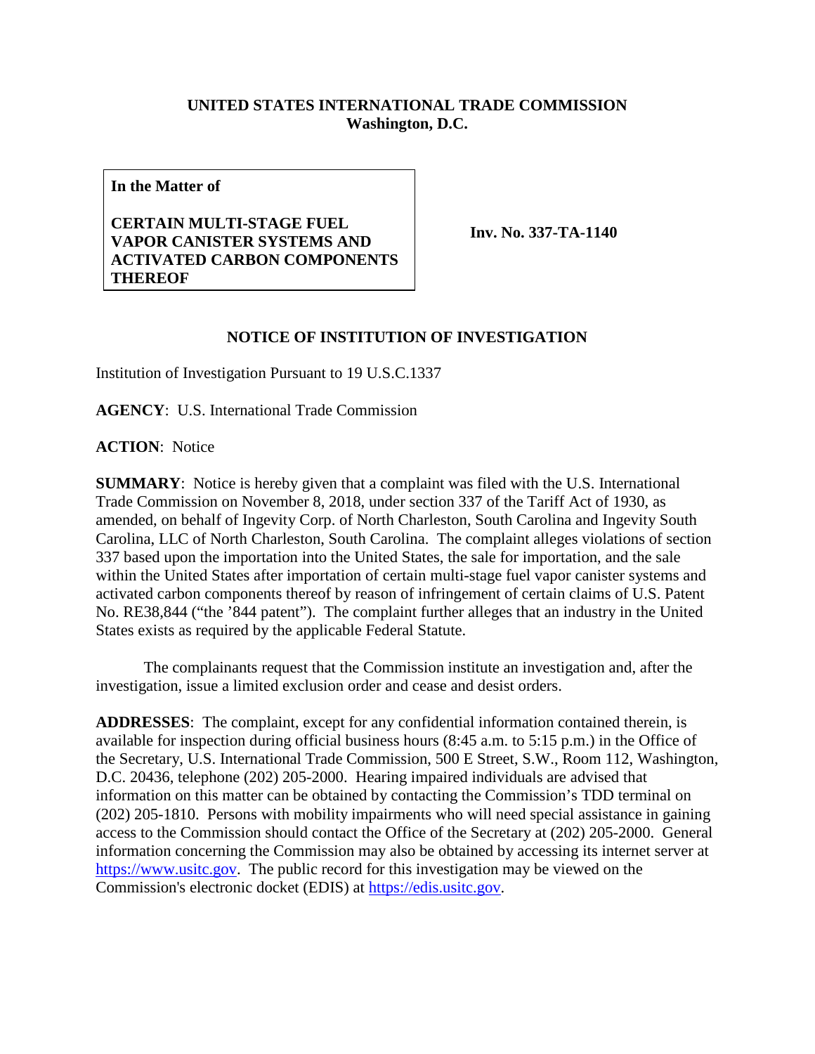**UNITED STATES INTERNATIONAL TRADE COMMISSION**
**Washington, D.C.**

| **In the Matter of**<br><br>**CERTAIN MULTI-STAGE FUEL VAPOR CANISTER SYSTEMS AND ACTIVATED CARBON COMPONENTS THEREOF** | **Inv. No. 337-TA-1140** |
|---|---|

## NOTICE OF INSTITUTION OF INVESTIGATION

Institution of Investigation Pursuant to 19 U.S.C.1337

**AGENCY**: U.S. International Trade Commission

**ACTION**: Notice

**SUMMARY**: Notice is hereby given that a complaint was filed with the U.S. International Trade Commission on November 8, 2018, under section 337 of the Tariff Act of 1930, as amended, on behalf of Ingevity Corp. of North Charleston, South Carolina and Ingevity South Carolina, LLC of North Charleston, South Carolina. The complaint alleges violations of section 337 based upon the importation into the United States, the sale for importation, and the sale within the United States after importation of certain multi-stage fuel vapor canister systems and activated carbon components thereof by reason of infringement of certain claims of U.S. Patent No. RE38,844 ("the '844 patent"). The complaint further alleges that an industry in the United States exists as required by the applicable Federal Statute.

The complainants request that the Commission institute an investigation and, after the investigation, issue a limited exclusion order and cease and desist orders.

**ADDRESSES**: The complaint, except for any confidential information contained therein, is available for inspection during official business hours (8:45 a.m. to 5:15 p.m.) in the Office of the Secretary, U.S. International Trade Commission, 500 E Street, S.W., Room 112, Washington, D.C. 20436, telephone (202) 205-2000. Hearing impaired individuals are advised that information on this matter can be obtained by contacting the Commission's TDD terminal on (202) 205-1810. Persons with mobility impairments who will need special assistance in gaining access to the Commission should contact the Office of the Secretary at (202) 205-2000. General information concerning the Commission may also be obtained by accessing its internet server at https://www.usitc.gov. The public record for this investigation may be viewed on the Commission's electronic docket (EDIS) at https://edis.usitc.gov.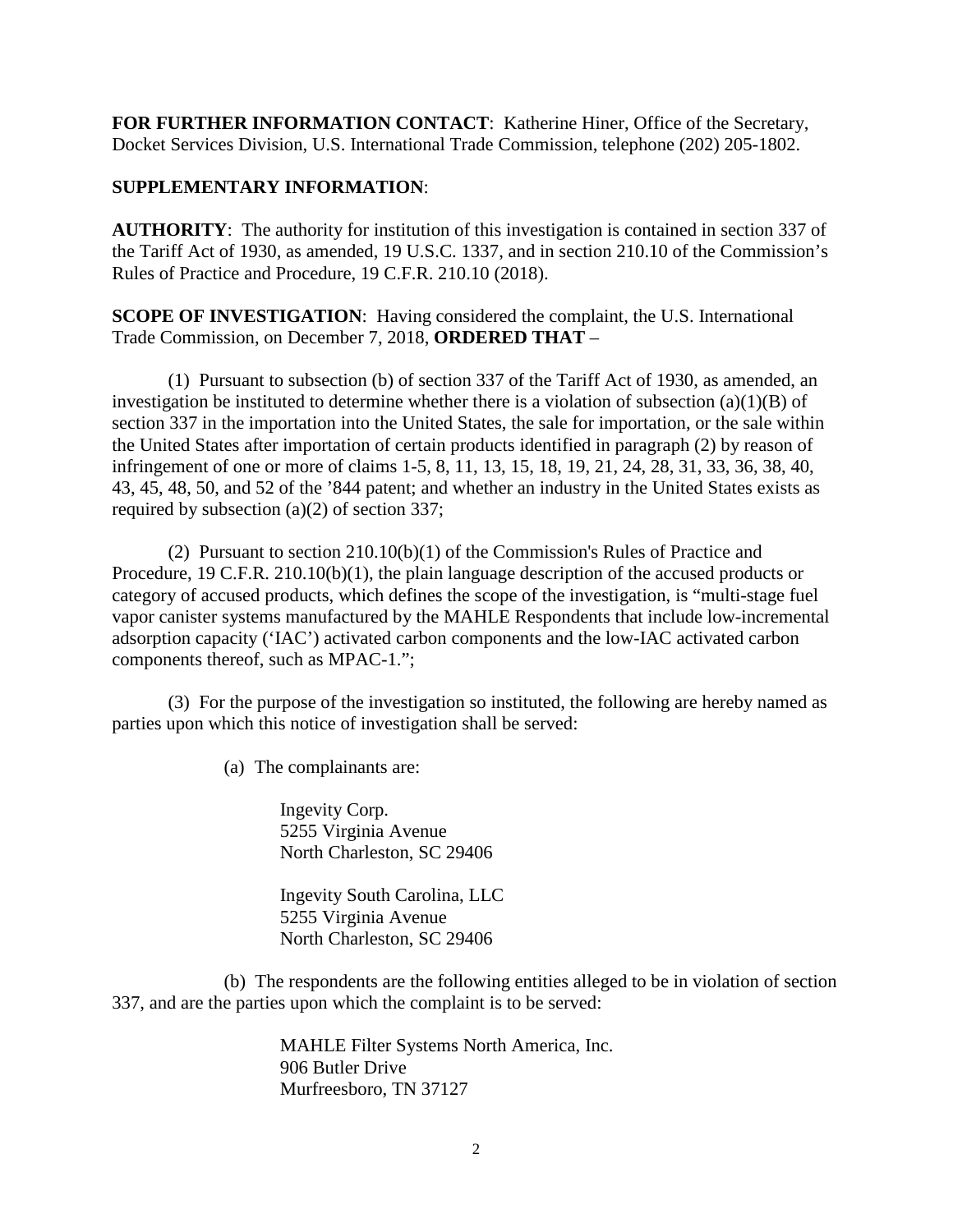**FOR FURTHER INFORMATION CONTACT**: Katherine Hiner, Office of the Secretary, Docket Services Division, U.S. International Trade Commission, telephone (202) 205-1802.

**SUPPLEMENTARY INFORMATION**:

**AUTHORITY**: The authority for institution of this investigation is contained in section 337 of the Tariff Act of 1930, as amended, 19 U.S.C. 1337, and in section 210.10 of the Commission's Rules of Practice and Procedure, 19 C.F.R. 210.10 (2018).

**SCOPE OF INVESTIGATION**: Having considered the complaint, the U.S. International Trade Commission, on December 7, 2018, **ORDERED THAT** –

(1) Pursuant to subsection (b) of section 337 of the Tariff Act of 1930, as amended, an investigation be instituted to determine whether there is a violation of subsection (a)(1)(B) of section 337 in the importation into the United States, the sale for importation, or the sale within the United States after importation of certain products identified in paragraph (2) by reason of infringement of one or more of claims 1-5, 8, 11, 13, 15, 18, 19, 21, 24, 28, 31, 33, 36, 38, 40, 43, 45, 48, 50, and 52 of the '844 patent; and whether an industry in the United States exists as required by subsection (a)(2) of section 337;

(2) Pursuant to section 210.10(b)(1) of the Commission's Rules of Practice and Procedure, 19 C.F.R. 210.10(b)(1), the plain language description of the accused products or category of accused products, which defines the scope of the investigation, is "multi-stage fuel vapor canister systems manufactured by the MAHLE Respondents that include low-incremental adsorption capacity ('IAC') activated carbon components and the low-IAC activated carbon components thereof, such as MPAC-1.";

(3) For the purpose of the investigation so instituted, the following are hereby named as parties upon which this notice of investigation shall be served:

(a) The complainants are:

Ingevity Corp.
5255 Virginia Avenue
North Charleston, SC 29406

Ingevity South Carolina, LLC
5255 Virginia Avenue
North Charleston, SC 29406

(b) The respondents are the following entities alleged to be in violation of section 337, and are the parties upon which the complaint is to be served:

MAHLE Filter Systems North America, Inc.
906 Butler Drive
Murfreesboro, TN 37127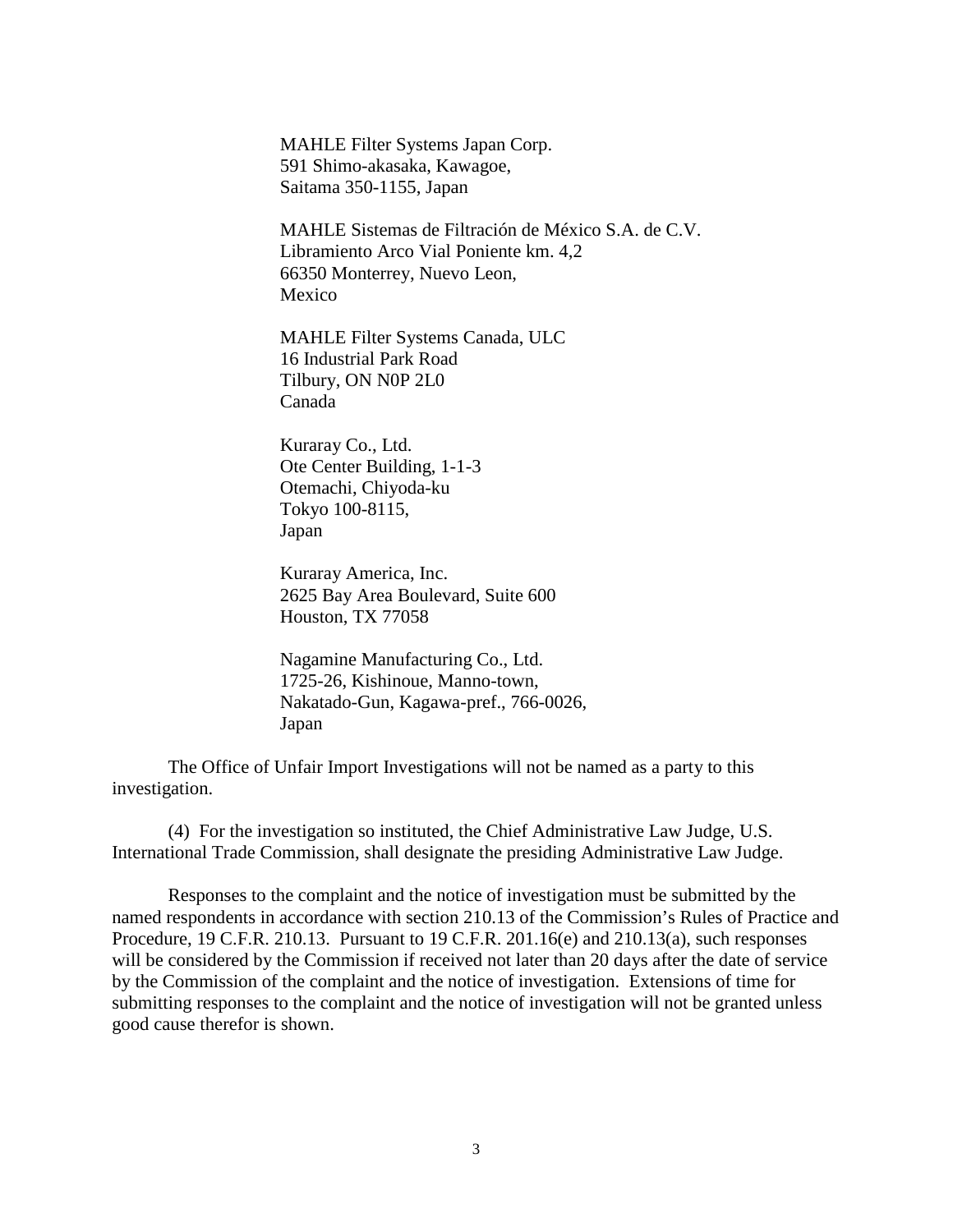MAHLE Filter Systems Japan Corp.
591 Shimo-akasaka, Kawagoe,
Saitama 350-1155, Japan

MAHLE Sistemas de Filtración de México S.A. de C.V.
Libramiento Arco Vial Poniente km. 4,2
66350 Monterrey, Nuevo Leon,
Mexico

MAHLE Filter Systems Canada, ULC
16 Industrial Park Road
Tilbury, ON N0P 2L0
Canada

Kuraray Co., Ltd.
Ote Center Building, 1-1-3
Otemachi, Chiyoda-ku
Tokyo 100-8115,
Japan

Kuraray America, Inc.
2625 Bay Area Boulevard, Suite 600
Houston, TX 77058

Nagamine Manufacturing Co., Ltd.
1725-26, Kishinoue, Manno-town,
Nakatado-Gun, Kagawa-pref., 766-0026,
Japan

The Office of Unfair Import Investigations will not be named as a party to this investigation.

(4) For the investigation so instituted, the Chief Administrative Law Judge, U.S. International Trade Commission, shall designate the presiding Administrative Law Judge.

Responses to the complaint and the notice of investigation must be submitted by the named respondents in accordance with section 210.13 of the Commission's Rules of Practice and Procedure, 19 C.F.R. 210.13. Pursuant to 19 C.F.R. 201.16(e) and 210.13(a), such responses will be considered by the Commission if received not later than 20 days after the date of service by the Commission of the complaint and the notice of investigation. Extensions of time for submitting responses to the complaint and the notice of investigation will not be granted unless good cause therefor is shown.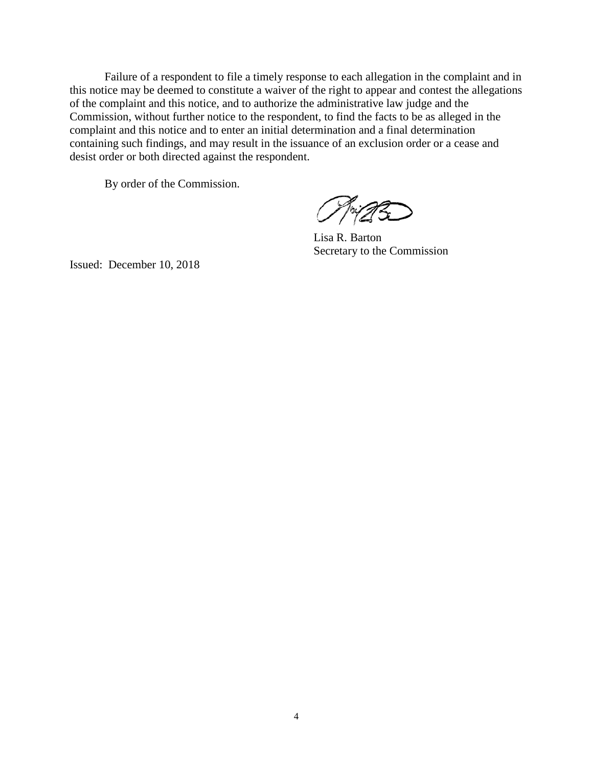Failure of a respondent to file a timely response to each allegation in the complaint and in this notice may be deemed to constitute a waiver of the right to appear and contest the allegations of the complaint and this notice, and to authorize the administrative law judge and the Commission, without further notice to the respondent, to find the facts to be as alleged in the complaint and this notice and to enter an initial determination and a final determination containing such findings, and may result in the issuance of an exclusion order or a cease and desist order or both directed against the respondent.

By order of the Commission.

Lisa R. Barton
Secretary to the Commission

Issued: December 10, 2018